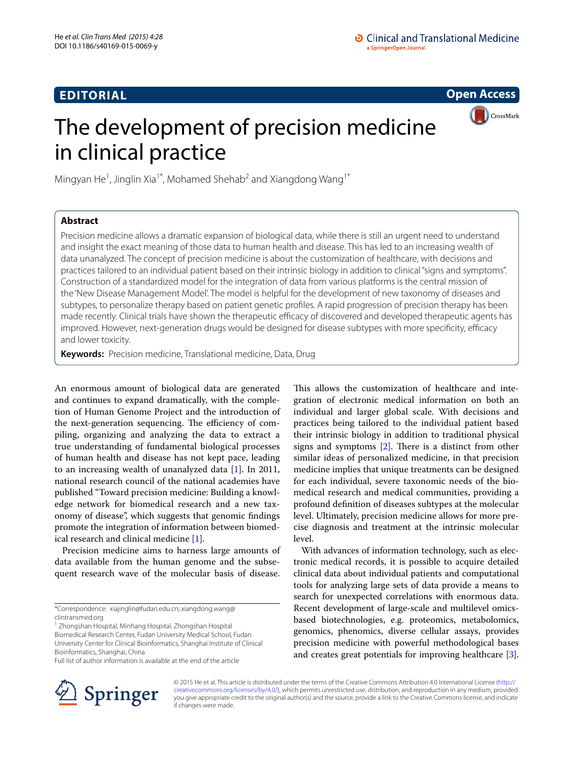EDITORIAL

Open Access

# The development of precision medicine in clinical practice

Mingyan He[1], Jinglin Xia[1*], Mohamed Shehab[2] and Xiangdong Wang[1*]

## Abstract

Precision medicine allows a dramatic expansion of biological data, while there is still an urgent need to understand and insight the exact meaning of those data to human health and disease. This has led to an increasing wealth of data unanalyzed. The concept of precision medicine is about the customization of healthcare, with decisions and practices tailored to an individual patient based on their intrinsic biology in addition to clinical "signs and symptoms". Construction of a standardized model for the integration of data from various platforms is the central mission of the 'New Disease Management Model'. The model is helpful for the development of new taxonomy of diseases and subtypes, to personalize therapy based on patient genetic profiles. A rapid progression of precision therapy has been made recently. Clinical trials have shown the therapeutic efficacy of discovered and developed therapeutic agents has improved. However, next-generation drugs would be designed for disease subtypes with more specificity, efficacy and lower toxicity.

**Keywords:** Precision medicine, Translational medicine, Data, Drug

An enormous amount of biological data are generated and continues to expand dramatically, with the completion of Human Genome Project and the introduction of the next-generation sequencing. The efficiency of compiling, organizing and analyzing the data to extract a true understanding of fundamental biological processes of human health and disease has not kept pace, leading to an increasing wealth of unanalyzed data [1]. In 2011, national research council of the national academies have published "Toward precision medicine: Building a knowledge network for biomedical research and a new taxonomy of disease", which suggests that genomic findings promote the integration of information between biomedical research and clinical medicine [1].

Precision medicine aims to harness large amounts of data available from the human genome and the subsequent research wave of the molecular basis of disease. This allows the customization of healthcare and integration of electronic medical information on both an individual and larger global scale. With decisions and practices being tailored to the individual patient based their intrinsic biology in addition to traditional physical signs and symptoms [2]. There is a distinct from other similar ideas of personalized medicine, in that precision medicine implies that unique treatments can be designed for each individual, severe taxonomic needs of the biomedical research and medical communities, providing a profound definition of diseases subtypes at the molecular level. Ultimately, precision medicine allows for more precise diagnosis and treatment at the intrinsic molecular level.

With advances of information technology, such as electronic medical records, it is possible to acquire detailed clinical data about individual patients and computational tools for analyzing large sets of data provide a means to search for unexpected correlations with enormous data. Recent development of large-scale and multilevel omics-based biotechnologies, e.g. proteomics, metabolomics, genomics, phenomics, diverse cellular assays, provides precision medicine with powerful methodological bases and creates great potentials for improving healthcare [3].

*Correspondence: xiajinglin@fudan.edu.cn; xiangdong.wang@clintransmed.org

[1] Zhongshan Hospital, Minhang Hospital, Zhongshan Hospital Biomedical Research Center, Fudan University Medical School, Fudan University Center for Clinical Bioinformatics, Shanghai Institute of Clinical Bioinformatics, Shanghai, China

Full list of author information is available at the end of the article

© 2015 He et al. This article is distributed under the terms of the Creative Commons Attribution 4.0 International License (http://creativecommons.org/licenses/by/4.0/), which permits unrestricted use, distribution, and reproduction in any medium, provided you give appropriate credit to the original author(s) and the source, provide a link to the Creative Commons license, and indicate if changes were made.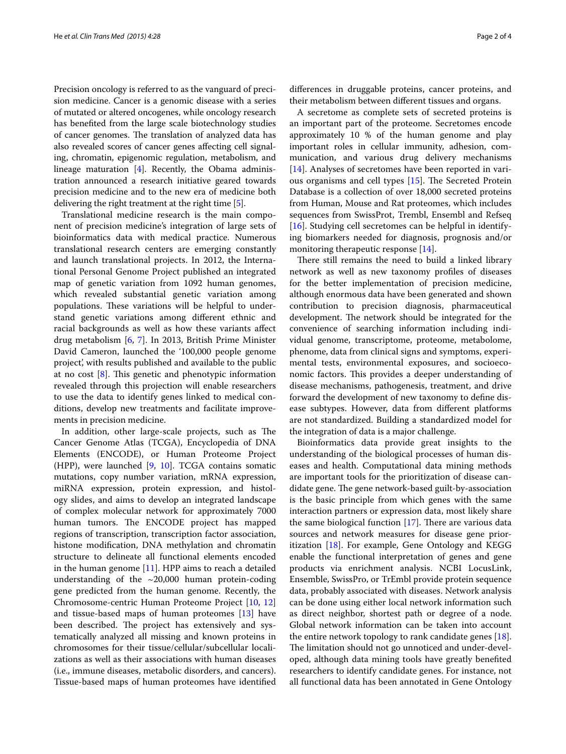Precision oncology is referred to as the vanguard of precision medicine. Cancer is a genomic disease with a series of mutated or altered oncogenes, while oncology research has benefited from the large scale biotechnology studies of cancer genomes. The translation of analyzed data has also revealed scores of cancer genes affecting cell signaling, chromatin, epigenomic regulation, metabolism, and lineage maturation [4]. Recently, the Obama administration announced a research initiative geared towards precision medicine and to the new era of medicine both delivering the right treatment at the right time [5].

Translational medicine research is the main component of precision medicine's integration of large sets of bioinformatics data with medical practice. Numerous translational research centers are emerging constantly and launch translational projects. In 2012, the International Personal Genome Project published an integrated map of genetic variation from 1092 human genomes, which revealed substantial genetic variation among populations. These variations will be helpful to understand genetic variations among different ethnic and racial backgrounds as well as how these variants affect drug metabolism [6, 7]. In 2013, British Prime Minister David Cameron, launched the '100,000 people genome project', with results published and available to the public at no cost [8]. This genetic and phenotypic information revealed through this projection will enable researchers to use the data to identify genes linked to medical conditions, develop new treatments and facilitate improvements in precision medicine.

In addition, other large-scale projects, such as The Cancer Genome Atlas (TCGA), Encyclopedia of DNA Elements (ENCODE), or Human Proteome Project (HPP), were launched [9, 10]. TCGA contains somatic mutations, copy number variation, mRNA expression, miRNA expression, protein expression, and histology slides, and aims to develop an integrated landscape of complex molecular network for approximately 7000 human tumors. The ENCODE project has mapped regions of transcription, transcription factor association, histone modification, DNA methylation and chromatin structure to delineate all functional elements encoded in the human genome [11]. HPP aims to reach a detailed understanding of the ~20,000 human protein-coding gene predicted from the human genome. Recently, the Chromosome-centric Human Proteome Project [10, 12] and tissue-based maps of human proteomes [13] have been described. The project has extensively and systematically analyzed all missing and known proteins in chromosomes for their tissue/cellular/subcellular localizations as well as their associations with human diseases (i.e., immune diseases, metabolic disorders, and cancers). Tissue-based maps of human proteomes have identified differences in druggable proteins, cancer proteins, and their metabolism between different tissues and organs.

A secretome as complete sets of secreted proteins is an important part of the proteome. Secretomes encode approximately 10 % of the human genome and play important roles in cellular immunity, adhesion, communication, and various drug delivery mechanisms [14]. Analyses of secretomes have been reported in various organisms and cell types [15]. The Secreted Protein Database is a collection of over 18,000 secreted proteins from Human, Mouse and Rat proteomes, which includes sequences from SwissProt, Trembl, Ensembl and Refseq [16]. Studying cell secretomes can be helpful in identifying biomarkers needed for diagnosis, prognosis and/or monitoring therapeutic response [14].

There still remains the need to build a linked library network as well as new taxonomy profiles of diseases for the better implementation of precision medicine, although enormous data have been generated and shown contribution to precision diagnosis, pharmaceutical development. The network should be integrated for the convenience of searching information including individual genome, transcriptome, proteome, metabolome, phenome, data from clinical signs and symptoms, experimental tests, environmental exposures, and socioeconomic factors. This provides a deeper understanding of disease mechanisms, pathogenesis, treatment, and drive forward the development of new taxonomy to define disease subtypes. However, data from different platforms are not standardized. Building a standardized model for the integration of data is a major challenge.

Bioinformatics data provide great insights to the understanding of the biological processes of human diseases and health. Computational data mining methods are important tools for the prioritization of disease candidate gene. The gene network-based guilt-by-association is the basic principle from which genes with the same interaction partners or expression data, most likely share the same biological function [17]. There are various data sources and network measures for disease gene prioritization [18]. For example, Gene Ontology and KEGG enable the functional interpretation of genes and gene products via enrichment analysis. NCBI LocusLink, Ensemble, SwissPro, or TrEmbl provide protein sequence data, probably associated with diseases. Network analysis can be done using either local network information such as direct neighbor, shortest path or degree of a node. Global network information can be taken into account the entire network topology to rank candidate genes [18]. The limitation should not go unnoticed and under-developed, although data mining tools have greatly benefited researchers to identify candidate genes. For instance, not all functional data has been annotated in Gene Ontology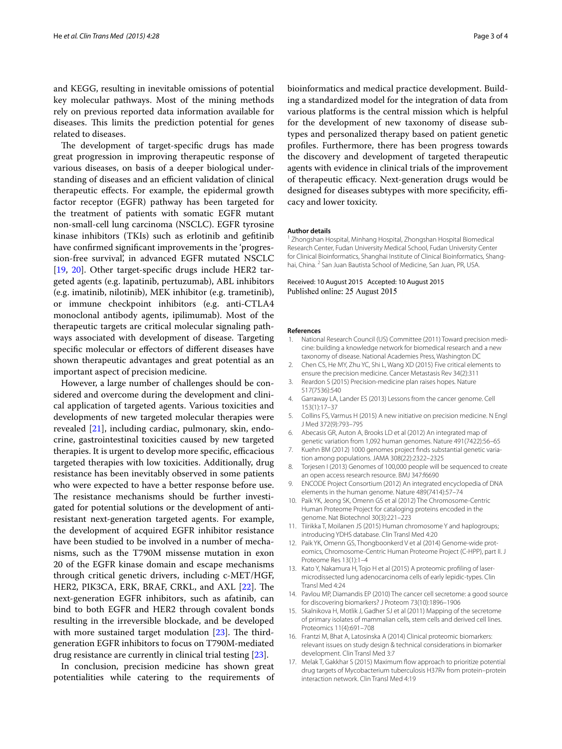and KEGG, resulting in inevitable omissions of potential key molecular pathways. Most of the mining methods rely on previous reported data information available for diseases. This limits the prediction potential for genes related to diseases.

The development of target-specific drugs has made great progression in improving therapeutic response of various diseases, on basis of a deeper biological understanding of diseases and an efficient validation of clinical therapeutic effects. For example, the epidermal growth factor receptor (EGFR) pathway has been targeted for the treatment of patients with somatic EGFR mutant non-small-cell lung carcinoma (NSCLC). EGFR tyrosine kinase inhibitors (TKIs) such as erlotinib and gefitinib have confirmed significant improvements in the 'progression-free survival', in advanced EGFR mutated NSCLC [19, 20]. Other target-specific drugs include HER2 targeted agents (e.g. lapatinib, pertuzumab), ABL inhibitors (e.g. imatinib, nilotinib), MEK inhibitor (e.g. trametinib), or immune checkpoint inhibitors (e.g. anti-CTLA4 monoclonal antibody agents, ipilimumab). Most of the therapeutic targets are critical molecular signaling pathways associated with development of disease. Targeting specific molecular or effectors of different diseases have shown therapeutic advantages and great potential as an important aspect of precision medicine.

However, a large number of challenges should be considered and overcome during the development and clinical application of targeted agents. Various toxicities and developments of new targeted molecular therapies were revealed [21], including cardiac, pulmonary, skin, endocrine, gastrointestinal toxicities caused by new targeted therapies. It is urgent to develop more specific, efficacious targeted therapies with low toxicities. Additionally, drug resistance has been inevitably observed in some patients who were expected to have a better response before use. The resistance mechanisms should be further investigated for potential solutions or the development of anti-resistant next-generation targeted agents. For example, the development of acquired EGFR inhibitor resistance have been studied to be involved in a number of mechanisms, such as the T790M missense mutation in exon 20 of the EGFR kinase domain and escape mechanisms through critical genetic drivers, including c-MET/HGF, HER2, PIK3CA, ERK, BRAF, CRKL, and AXL [22]. The next-generation EGFR inhibitors, such as afatinib, can bind to both EGFR and HER2 through covalent bonds resulting in the irreversible blockade, and be developed with more sustained target modulation [23]. The third-generation EGFR inhibitors to focus on T790M-mediated drug resistance are currently in clinical trial testing [23].

In conclusion, precision medicine has shown great potentialities while catering to the requirements of bioinformatics and medical practice development. Building a standardized model for the integration of data from various platforms is the central mission which is helpful for the development of new taxonomy of disease subtypes and personalized therapy based on patient genetic profiles. Furthermore, there has been progress towards the discovery and development of targeted therapeutic agents with evidence in clinical trials of the improvement of therapeutic efficacy. Next-generation drugs would be designed for diseases subtypes with more specificity, efficacy and lower toxicity.

**Author details**

[1] Zhongshan Hospital, Minhang Hospital, Zhongshan Hospital Biomedical Research Center, Fudan University Medical School, Fudan University Center for Clinical Bioinformatics, Shanghai Institute of Clinical Bioinformatics, Shanghai, China. [2] San Juan Bautista School of Medicine, San Juan, PR, USA.

Received: 10 August 2015 Accepted: 10 August 2015
Published online: 25 August 2015

**References**

1. National Research Council (US) Committee (2011) Toward precision medicine: building a knowledge network for biomedical research and a new taxonomy of disease. National Academies Press, Washington DC
2. Chen CS, He MY, Zhu YC, Shi L, Wang XD (2015) Five critical elements to ensure the precision medicine. Cancer Metastasis Rev 34(2):311
3. Reardon S (2015) Precision-medicine plan raises hopes. Nature 517(7536):540
4. Garraway LA, Lander ES (2013) Lessons from the cancer genome. Cell 153(1):17–37
5. Collins FS, Varmus H (2015) A new initiative on precision medicine. N Engl J Med 372(9):793–795
6. Abecasis GR, Auton A, Brooks LD et al (2012) An integrated map of genetic variation from 1,092 human genomes. Nature 491(7422):56–65
7. Kuehn BM (2012) 1000 genomes project finds substantial genetic variation among populations. JAMA 308(22):2322–2325
8. Torjesen I (2013) Genomes of 100,000 people will be sequenced to create an open access research resource. BMJ 347:f6690
9. ENCODE Project Consortium (2012) An integrated encyclopedia of DNA elements in the human genome. Nature 489(7414):57–74
10. Paik YK, Jeong SK, Omenn GS et al (2012) The Chromosome-Centric Human Proteome Project for cataloging proteins encoded in the genome. Nat Biotechnol 30(3):221–223
11. Tiirikka T, Moilanen JS (2015) Human chromosome Y and haplogroups; introducing YDHS database. Clin Transl Med 4:20
12. Paik YK, Omenn GS, Thongboonkerd V et al (2014) Genome-wide proteomics, Chromosome-Centric Human Proteome Project (C-HPP), part II. J Proteome Res 13(1):1–4
13. Kato Y, Nakamura H, Tojo H et al (2015) A proteomic profiling of laser-microdissected lung adenocarcinoma cells of early lepidic-types. Clin Transl Med 4:24
14. Pavlou MP, Diamandis EP (2010) The cancer cell secretome: a good source for discovering biomarkers? J Proteom 73(10):1896–1906
15. Skalnikova H, Motlik J, Gadher SJ et al (2011) Mapping of the secretome of primary isolates of mammalian cells, stem cells and derived cell lines. Proteomics 11(4):691–708
16. Frantzi M, Bhat A, Latosinska A (2014) Clinical proteomic biomarkers: relevant issues on study design & technical considerations in biomarker development. Clin Transl Med 3:7
17. Melak T, Gakkhar S (2015) Maximum flow approach to prioritize potential drug targets of Mycobacterium tuberculosis H37Rv from protein–protein interaction network. Clin Transl Med 4:19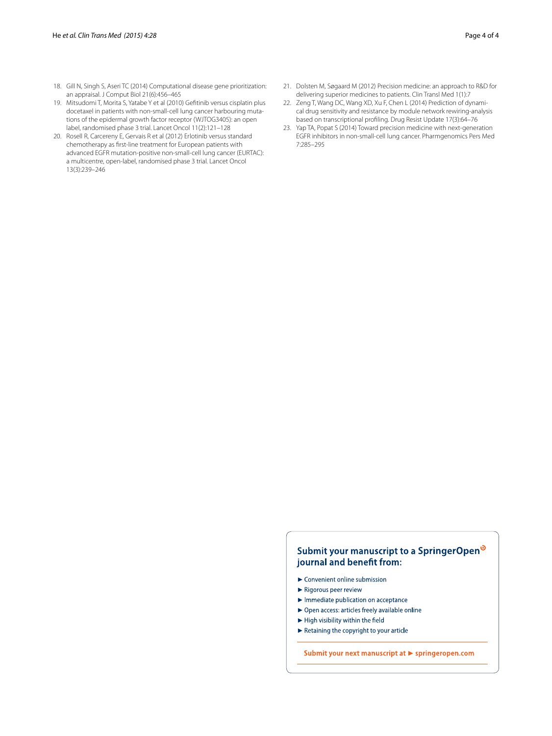18. Gill N, Singh S, Aseri TC (2014) Computational disease gene prioritization: an appraisal. J Comput Biol 21(6):456–465
19. Mitsudomi T, Morita S, Yatabe Y et al (2010) Gefitinib versus cisplatin plus docetaxel in patients with non-small-cell lung cancer harbouring mutations of the epidermal growth factor receptor (WJTOG3405): an open label, randomised phase 3 trial. Lancet Oncol 11(2):121–128
20. Rosell R, Carcereny E, Gervais R et al (2012) Erlotinib versus standard chemotherapy as first-line treatment for European patients with advanced EGFR mutation-positive non-small-cell lung cancer (EURTAC): a multicentre, open-label, randomised phase 3 trial. Lancet Oncol 13(3):239–246
21. Dolsten M, Søgaard M (2012) Precision medicine: an approach to R&D for delivering superior medicines to patients. Clin Transl Med 1(1):7
22. Zeng T, Wang DC, Wang XD, Xu F, Chen L (2014) Prediction of dynamical drug sensitivity and resistance by module network rewiring-analysis based on transcriptional profiling. Drug Resist Update 17(3):64–76
23. Yap TA, Popat S (2014) Toward precision medicine with next-generation EGFR inhibitors in non-small-cell lung cancer. Pharmgenomics Pers Med 7:285–295

**Submit your manuscript to a SpringerOpen journal and benefit from:**

- ► Convenient online submission
- ► Rigorous peer review
- ► Immediate publication on acceptance
- ► Open access: articles freely available online
- ► High visibility within the field
- ► Retaining the copyright to your article

**Submit your next manuscript at ► springeropen.com**